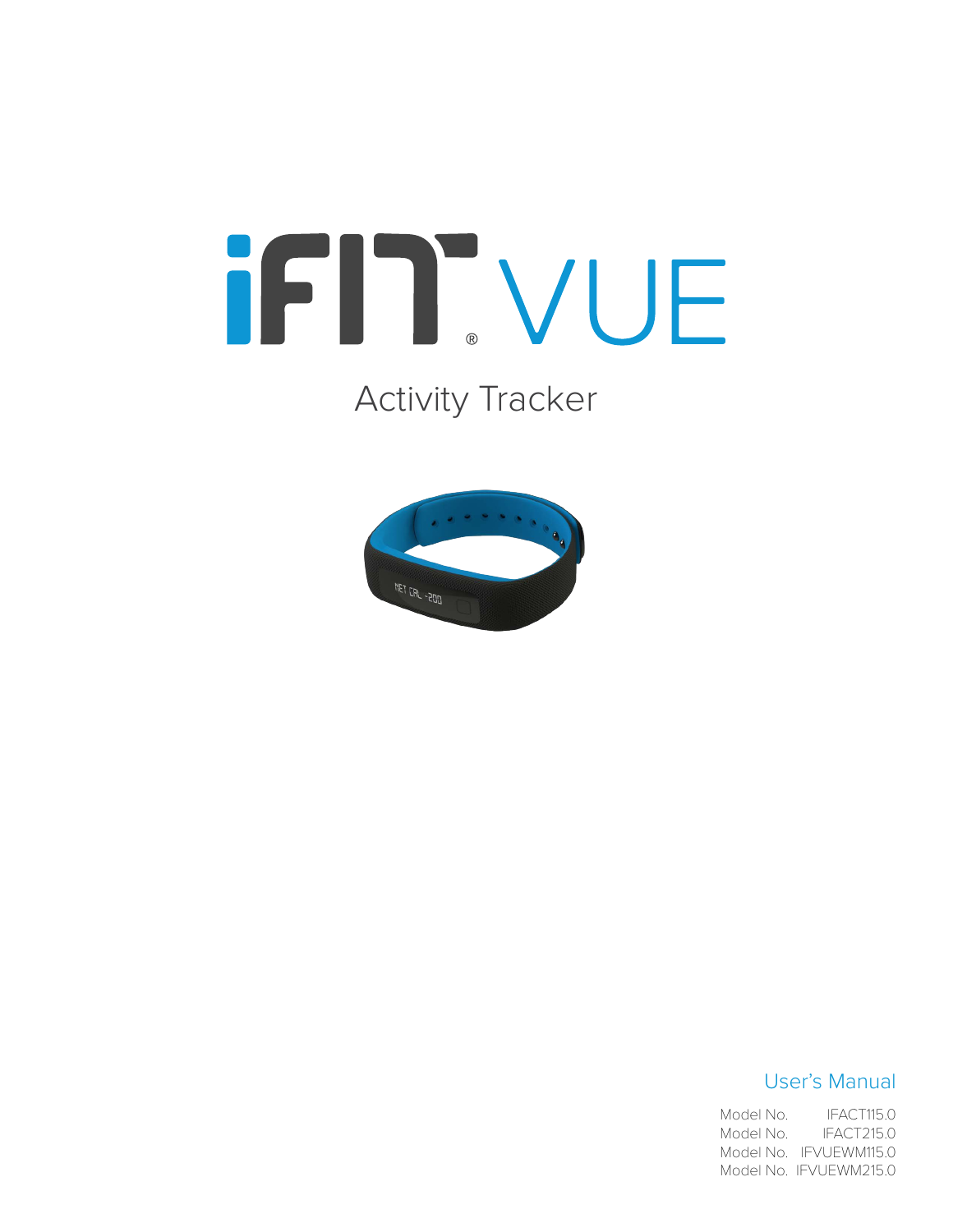# iFIT® VUE

## Activity Tracker

User's Manual

Model No. IFACT115.0
Model No. IFACT215.0
Model No. IFVUEWM115.0
Model No. IFVUEWM215.0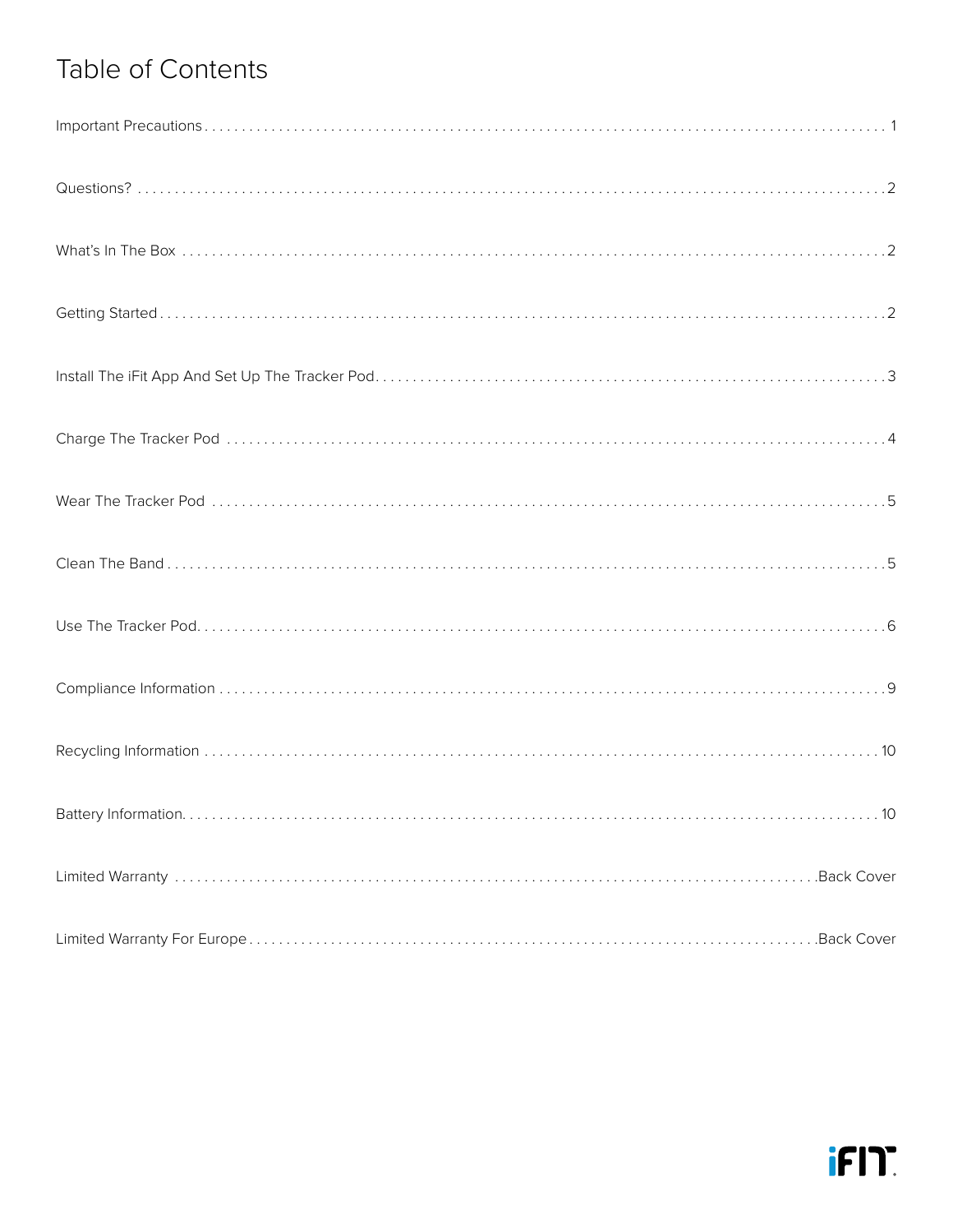# Table of Contents

| Section | Page |
|---|---|
| Important Precautions | 1 |
| Questions? | 2 |
| What's In The Box | 2 |
| Getting Started | 2 |
| Install The iFit App And Set Up The Tracker Pod | 3 |
| Charge The Tracker Pod | 4 |
| Wear The Tracker Pod | 5 |
| Clean The Band | 5 |
| Use The Tracker Pod | 6 |
| Compliance Information | 9 |
| Recycling Information | 10 |
| Battery Information | 10 |
| Limited Warranty | Back Cover |
| Limited Warranty For Europe | Back Cover |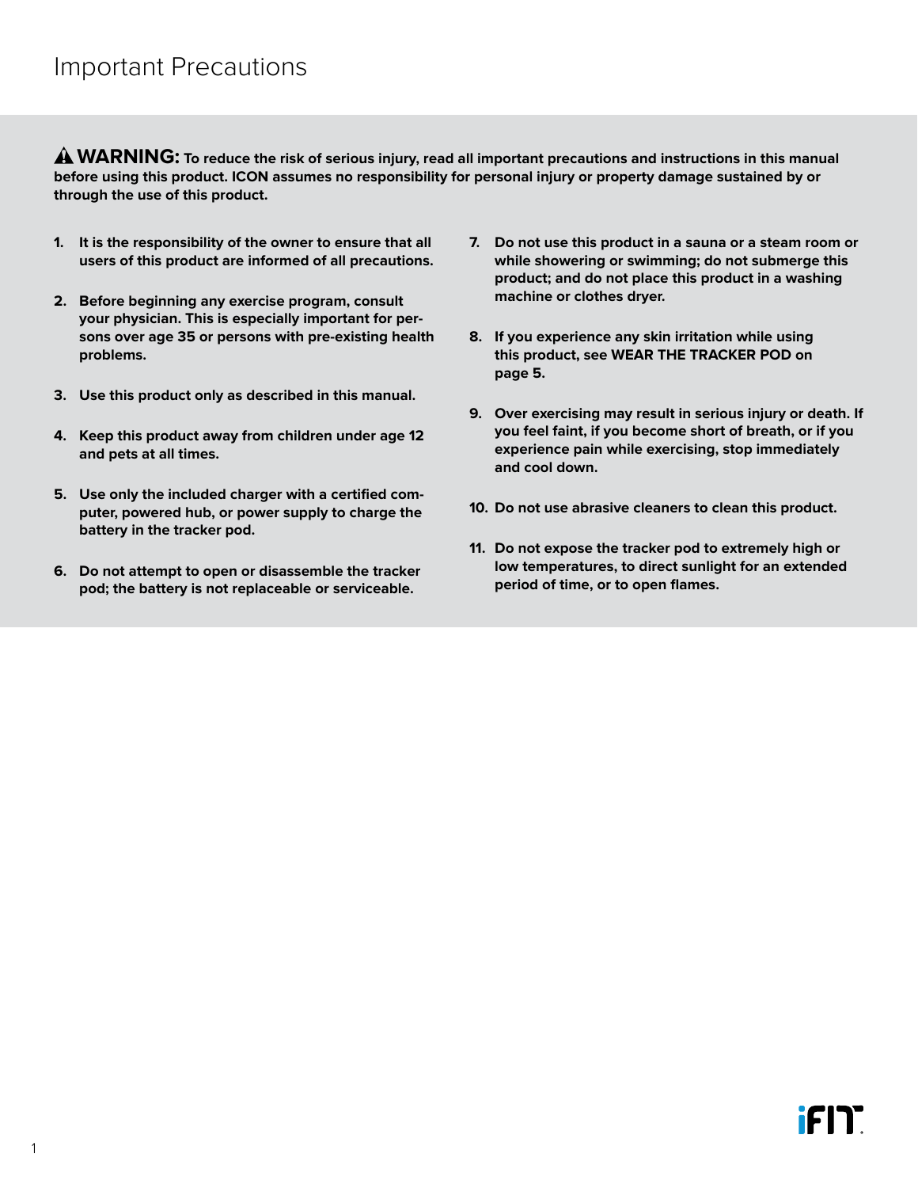# Important Precautions

⚠ **WARNING: To reduce the risk of serious injury, read all important precautions and instructions in this manual before using this product. ICON assumes no responsibility for personal injury or property damage sustained by or through the use of this product.**

1. **It is the responsibility of the owner to ensure that all users of this product are informed of all precautions.**

2. **Before beginning any exercise program, consult your physician. This is especially important for persons over age 35 or persons with pre-existing health problems.**

3. **Use this product only as described in this manual.**

4. **Keep this product away from children under age 12 and pets at all times.**

5. **Use only the included charger with a certified computer, powered hub, or power supply to charge the battery in the tracker pod.**

6. **Do not attempt to open or disassemble the tracker pod; the battery is not replaceable or serviceable.**

7. **Do not use this product in a sauna or a steam room or while showering or swimming; do not submerge this product; and do not place this product in a washing machine or clothes dryer.**

8. **If you experience any skin irritation while using this product, see WEAR THE TRACKER POD on page 5.**

9. **Over exercising may result in serious injury or death. If you feel faint, if you become short of breath, or if you experience pain while exercising, stop immediately and cool down.**

10. **Do not use abrasive cleaners to clean this product.**

11. **Do not expose the tracker pod to extremely high or low temperatures, to direct sunlight for an extended period of time, or to open flames.**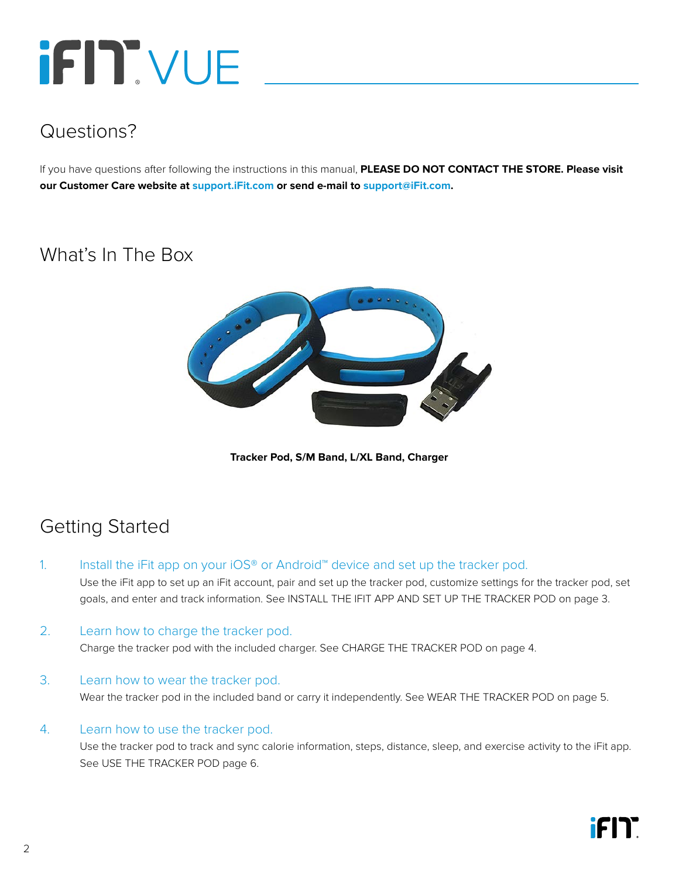# iFIT VUE

## Questions?

If you have questions after following the instructions in this manual, **PLEASE DO NOT CONTACT THE STORE. Please visit our Customer Care website at support.iFit.com or send e-mail to support@iFit.com.**

## What's In The Box

**Tracker Pod, S/M Band, L/XL Band, Charger**

## Getting Started

1. Install the iFit app on your iOS® or Android™ device and set up the tracker pod.
   Use the iFit app to set up an iFit account, pair and set up the tracker pod, customize settings for the tracker pod, set goals, and enter and track information. See INSTALL THE IFIT APP AND SET UP THE TRACKER POD on page 3.

2. Learn how to charge the tracker pod.
   Charge the tracker pod with the included charger. See CHARGE THE TRACKER POD on page 4.

3. Learn how to wear the tracker pod.
   Wear the tracker pod in the included band or carry it independently. See WEAR THE TRACKER POD on page 5.

4. Learn how to use the tracker pod.
   Use the tracker pod to track and sync calorie information, steps, distance, sleep, and exercise activity to the iFit app. See USE THE TRACKER POD page 6.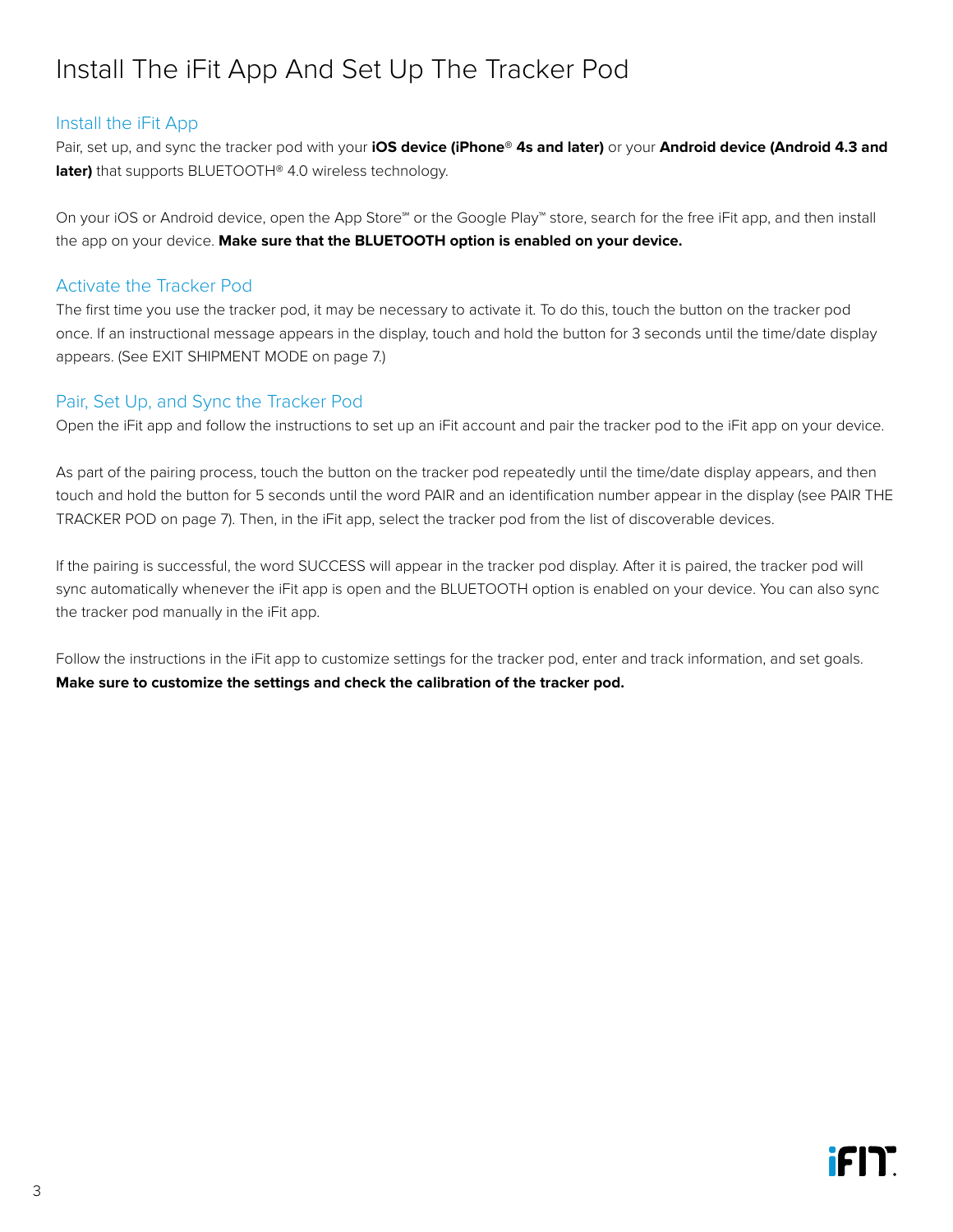# Install The iFit App And Set Up The Tracker Pod

## Install the iFit App

Pair, set up, and sync the tracker pod with your **iOS device (iPhone® 4s and later)** or your **Android device (Android 4.3 and later)** that supports BLUETOOTH® 4.0 wireless technology.

On your iOS or Android device, open the App Store℠ or the Google Play™ store, search for the free iFit app, and then install the app on your device. **Make sure that the BLUETOOTH option is enabled on your device.**

## Activate the Tracker Pod

The first time you use the tracker pod, it may be necessary to activate it. To do this, touch the button on the tracker pod once. If an instructional message appears in the display, touch and hold the button for 3 seconds until the time/date display appears. (See EXIT SHIPMENT MODE on page 7.)

## Pair, Set Up, and Sync the Tracker Pod

Open the iFit app and follow the instructions to set up an iFit account and pair the tracker pod to the iFit app on your device.

As part of the pairing process, touch the button on the tracker pod repeatedly until the time/date display appears, and then touch and hold the button for 5 seconds until the word PAIR and an identification number appear in the display (see PAIR THE TRACKER POD on page 7). Then, in the iFit app, select the tracker pod from the list of discoverable devices.

If the pairing is successful, the word SUCCESS will appear in the tracker pod display. After it is paired, the tracker pod will sync automatically whenever the iFit app is open and the BLUETOOTH option is enabled on your device. You can also sync the tracker pod manually in the iFit app.

Follow the instructions in the iFit app to customize settings for the tracker pod, enter and track information, and set goals. **Make sure to customize the settings and check the calibration of the tracker pod.**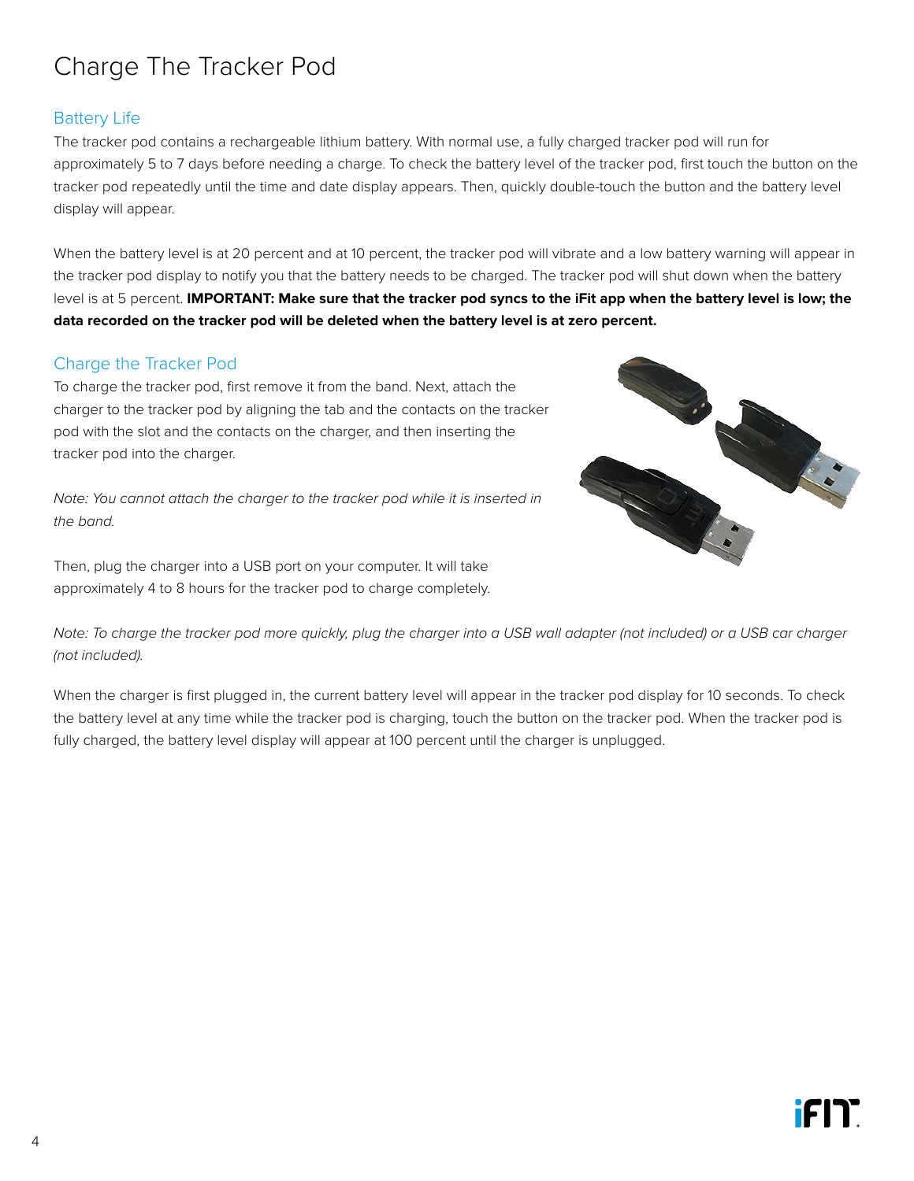# Charge The Tracker Pod

## Battery Life

The tracker pod contains a rechargeable lithium battery. With normal use, a fully charged tracker pod will run for approximately 5 to 7 days before needing a charge. To check the battery level of the tracker pod, first touch the button on the tracker pod repeatedly until the time and date display appears. Then, quickly double-touch the button and the battery level display will appear.

When the battery level is at 20 percent and at 10 percent, the tracker pod will vibrate and a low battery warning will appear in the tracker pod display to notify you that the battery needs to be charged. The tracker pod will shut down when the battery level is at 5 percent. **IMPORTANT: Make sure that the tracker pod syncs to the iFit app when the battery level is low; the data recorded on the tracker pod will be deleted when the battery level is at zero percent.**

## Charge the Tracker Pod

To charge the tracker pod, first remove it from the band. Next, attach the charger to the tracker pod by aligning the tab and the contacts on the tracker pod with the slot and the contacts on the charger, and then inserting the tracker pod into the charger.

*Note: You cannot attach the charger to the tracker pod while it is inserted in the band.*

Then, plug the charger into a USB port on your computer. It will take approximately 4 to 8 hours for the tracker pod to charge completely.

*Note: To charge the tracker pod more quickly, plug the charger into a USB wall adapter (not included) or a USB car charger (not included).*

When the charger is first plugged in, the current battery level will appear in the tracker pod display for 10 seconds. To check the battery level at any time while the tracker pod is charging, touch the button on the tracker pod. When the tracker pod is fully charged, the battery level display will appear at 100 percent until the charger is unplugged.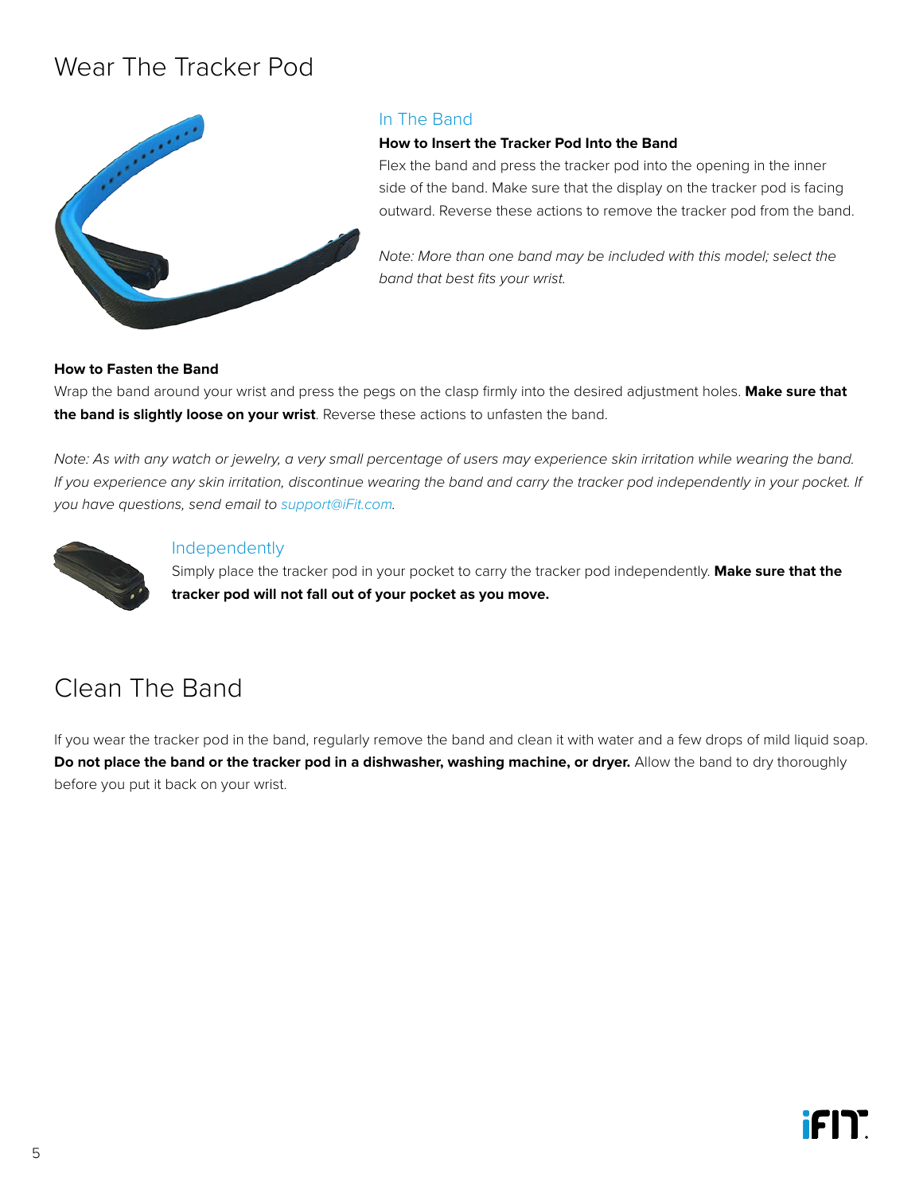# Wear The Tracker Pod

## In The Band

**How to Insert the Tracker Pod Into the Band**

Flex the band and press the tracker pod into the opening in the inner side of the band. Make sure that the display on the tracker pod is facing outward. Reverse these actions to remove the tracker pod from the band.

*Note: More than one band may be included with this model; select the band that best fits your wrist.*

**How to Fasten the Band**

Wrap the band around your wrist and press the pegs on the clasp firmly into the desired adjustment holes. **Make sure that the band is slightly loose on your wrist**. Reverse these actions to unfasten the band.

*Note: As with any watch or jewelry, a very small percentage of users may experience skin irritation while wearing the band. If you experience any skin irritation, discontinue wearing the band and carry the tracker pod independently in your pocket. If you have questions, send email to support@iFit.com.*

## Independently

Simply place the tracker pod in your pocket to carry the tracker pod independently. **Make sure that the tracker pod will not fall out of your pocket as you move.**

# Clean The Band

If you wear the tracker pod in the band, regularly remove the band and clean it with water and a few drops of mild liquid soap. **Do not place the band or the tracker pod in a dishwasher, washing machine, or dryer.** Allow the band to dry thoroughly before you put it back on your wrist.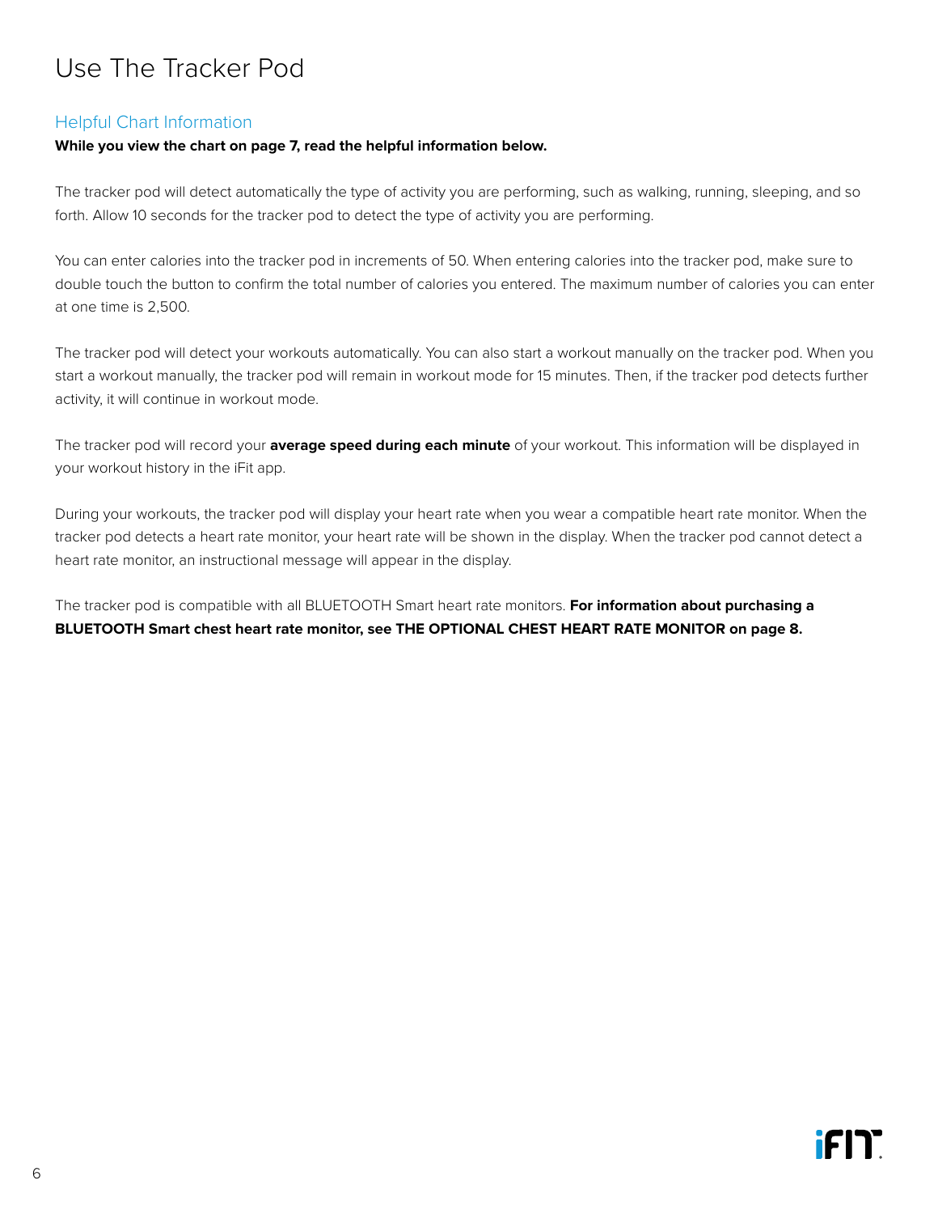# Use The Tracker Pod

## Helpful Chart Information

**While you view the chart on page 7, read the helpful information below.**

The tracker pod will detect automatically the type of activity you are performing, such as walking, running, sleeping, and so forth. Allow 10 seconds for the tracker pod to detect the type of activity you are performing.

You can enter calories into the tracker pod in increments of 50. When entering calories into the tracker pod, make sure to double touch the button to confirm the total number of calories you entered. The maximum number of calories you can enter at one time is 2,500.

The tracker pod will detect your workouts automatically. You can also start a workout manually on the tracker pod. When you start a workout manually, the tracker pod will remain in workout mode for 15 minutes. Then, if the tracker pod detects further activity, it will continue in workout mode.

The tracker pod will record your **average speed during each minute** of your workout. This information will be displayed in your workout history in the iFit app.

During your workouts, the tracker pod will display your heart rate when you wear a compatible heart rate monitor. When the tracker pod detects a heart rate monitor, your heart rate will be shown in the display. When the tracker pod cannot detect a heart rate monitor, an instructional message will appear in the display.

The tracker pod is compatible with all BLUETOOTH Smart heart rate monitors. **For information about purchasing a BLUETOOTH Smart chest heart rate monitor, see THE OPTIONAL CHEST HEART RATE MONITOR on page 8.**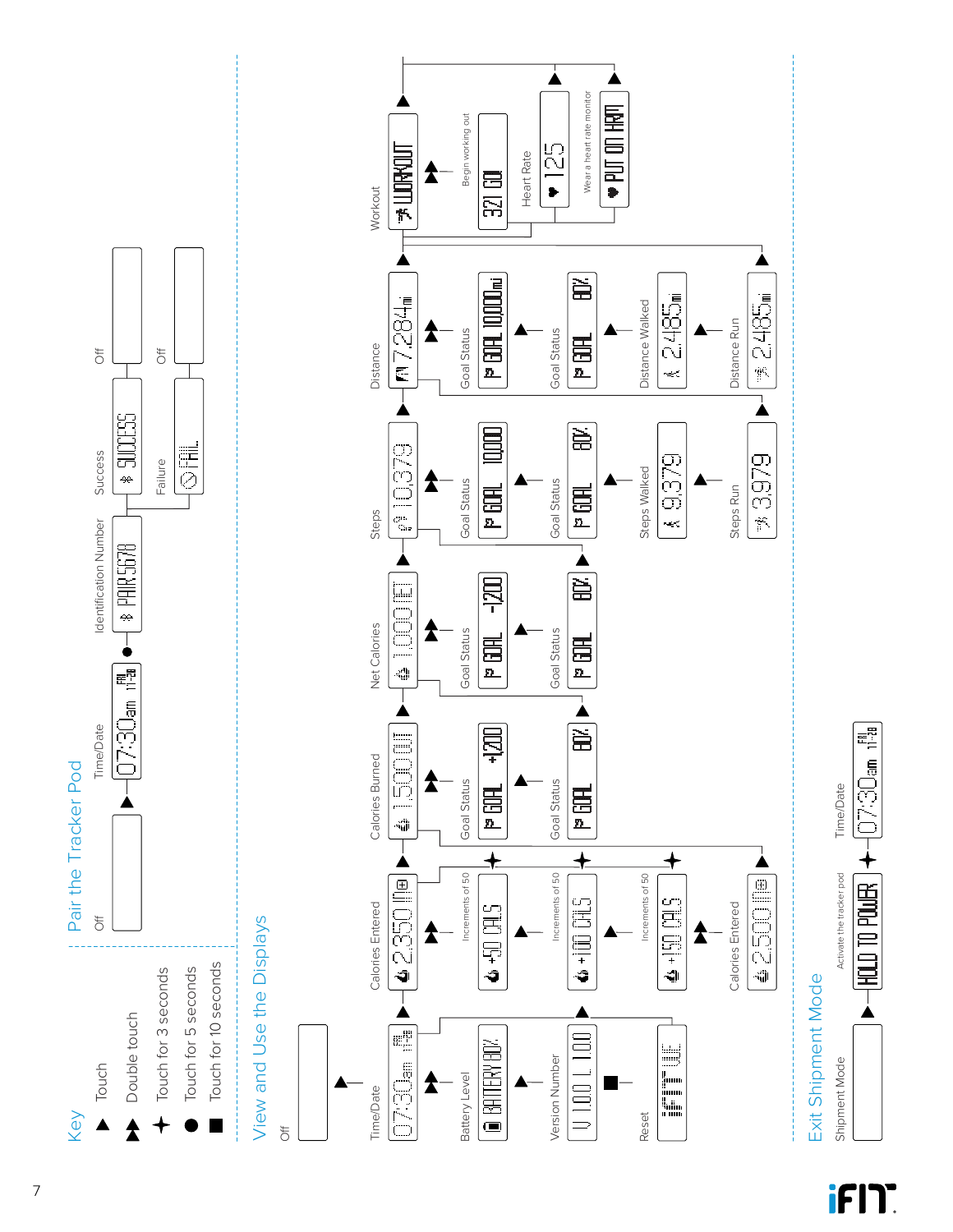## Key

- ▲ Touch
- ▲▲ Double touch
- ✦ Touch for 3 seconds
- ● Touch for 5 seconds
- ■ Touch for 10 seconds

## Pair the Tracker Pod

Off → ▲ → Time/Date (07:30am FRI 11-28) → ● → Identification Number (PAIR 5678) → Success (SUCCESS) → Off

Failure (FAIL) → Off

## View and Use the Displays

Off → ▲ → Time/Date (07:30am FRI 11-28)

- ▲▲ Battery Level (BATTERY 80%)
- ▲ Version Number (V 1.0.0 L 1.0.0)
- ■ Reset (iFIT UE)

▲ Calories Entered (2,350 IN)

- ▲▲ +50 CALS (Increments of 50)
- ▲ +100 CALS (Increments of 50)
- ▲ +150 CALS (Increments of 50)
- ▲▲ Calories Entered (2,500 IN)
- ✦ returns to Calories Entered

▲ Calories Burned (1,500 OUT)

- ▲▲ Goal Status (GOAL +1200)
- ▲ Goal Status (GOAL 80%)

▲ Net Calories (1,000 NET)

- ▲▲ Goal Status (GOAL -1200)
- ▲ Goal Status (GOAL 80%)

▲ Steps (10,379)

- ▲▲ Goal Status (GOAL 10,000)
- ▲ Goal Status (GOAL 80%)
- ▲ Steps Walked (9,379)
- ▲ Steps Run (3,979)

▲ Distance (7.284 mi)

- ▲▲ Goal Status (GOAL 10,000 mi)
- ▲ Goal Status (GOAL 80%)
- ▲ Distance Walked (2.485 mi)
- ▲ Distance Run (2.485 mi)

▲ Workout (WORKOUT)

- ▲▲ Begin working out (321 GO)
- Heart Rate (125)
- Wear a heart rate monitor (PUT ON HRM)

▲ returns to Time/Date

## Exit Shipment Mode

Shipment Mode → ▲ → Activate the tracker pod (HOLD TO POWER) → ✦ → Time/Date (07:30am FRI 11-28)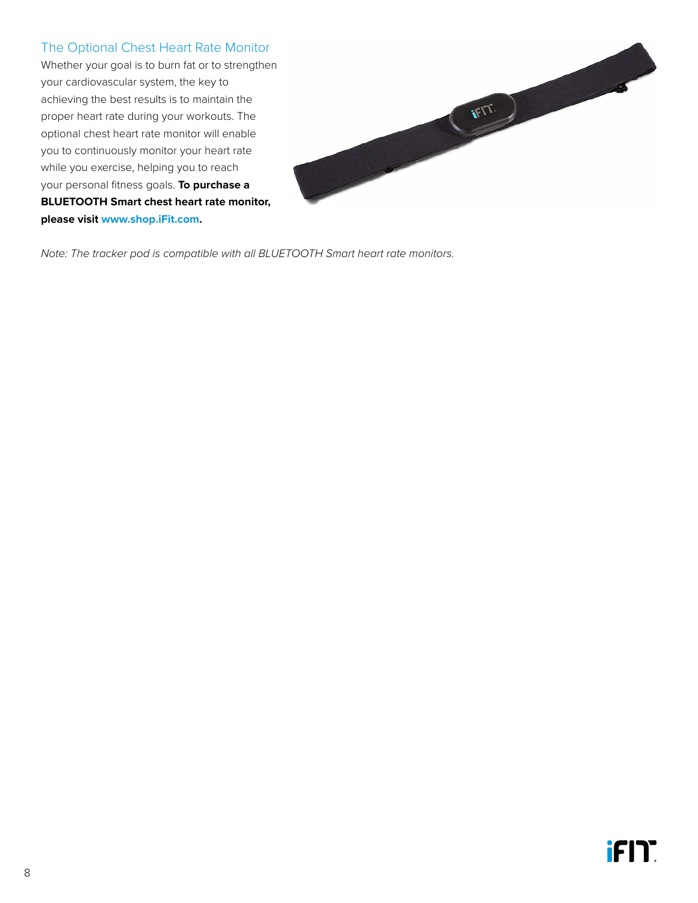## The Optional Chest Heart Rate Monitor

Whether your goal is to burn fat or to strengthen your cardiovascular system, the key to achieving the best results is to maintain the proper heart rate during your workouts. The optional chest heart rate monitor will enable you to continuously monitor your heart rate while you exercise, helping you to reach your personal fitness goals. **To purchase a BLUETOOTH Smart chest heart rate monitor, please visit www.shop.iFit.com.**

*Note: The tracker pod is compatible with all BLUETOOTH Smart heart rate monitors.*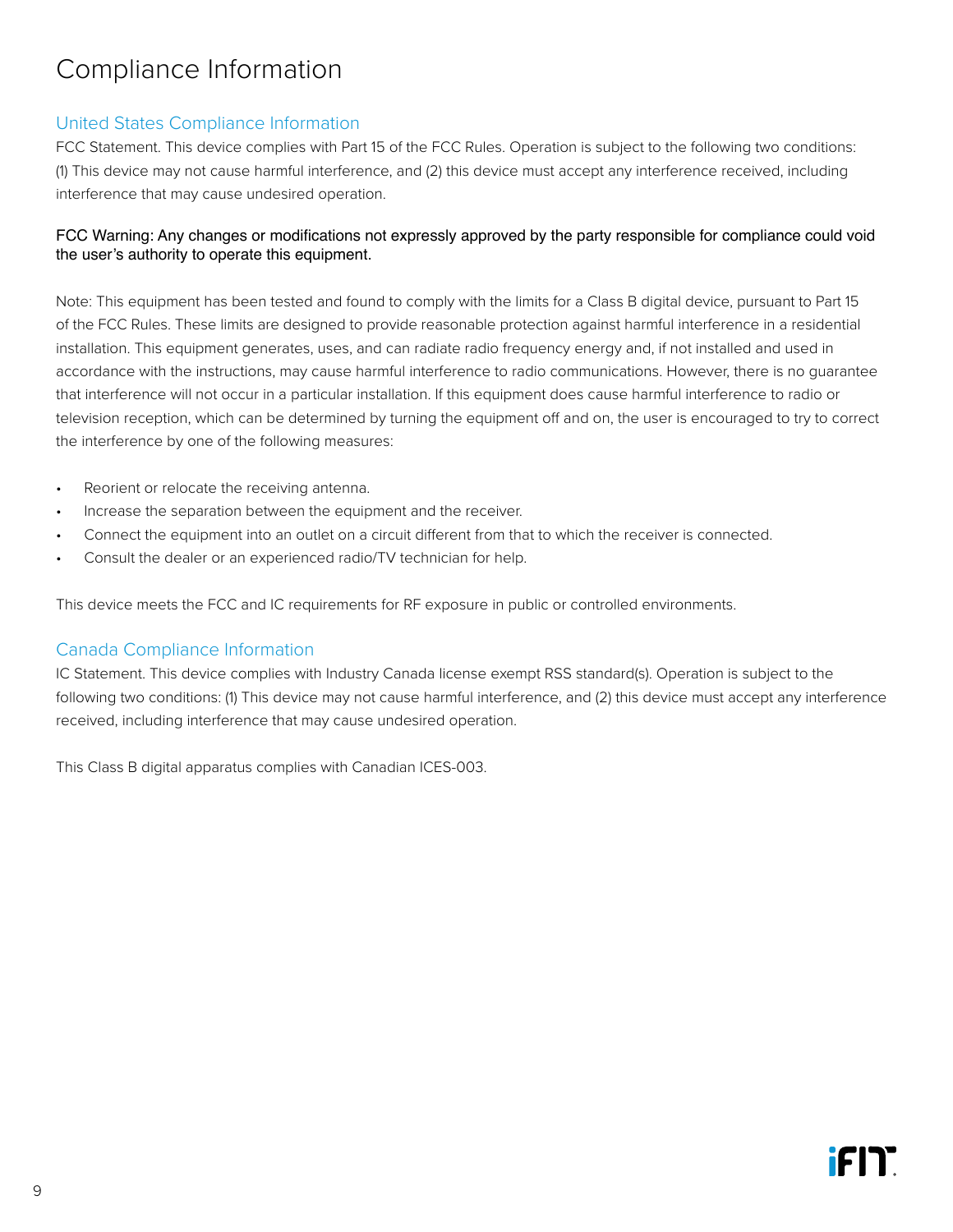# Compliance Information

## United States Compliance Information

FCC Statement. This device complies with Part 15 of the FCC Rules. Operation is subject to the following two conditions: (1) This device may not cause harmful interference, and (2) this device must accept any interference received, including interference that may cause undesired operation.

FCC Warning: Any changes or modifications not expressly approved by the party responsible for compliance could void the user's authority to operate this equipment.

Note: This equipment has been tested and found to comply with the limits for a Class B digital device, pursuant to Part 15 of the FCC Rules. These limits are designed to provide reasonable protection against harmful interference in a residential installation. This equipment generates, uses, and can radiate radio frequency energy and, if not installed and used in accordance with the instructions, may cause harmful interference to radio communications. However, there is no guarantee that interference will not occur in a particular installation. If this equipment does cause harmful interference to radio or television reception, which can be determined by turning the equipment off and on, the user is encouraged to try to correct the interference by one of the following measures:

- Reorient or relocate the receiving antenna.
- Increase the separation between the equipment and the receiver.
- Connect the equipment into an outlet on a circuit different from that to which the receiver is connected.
- Consult the dealer or an experienced radio/TV technician for help.

This device meets the FCC and IC requirements for RF exposure in public or controlled environments.

## Canada Compliance Information

IC Statement. This device complies with Industry Canada license exempt RSS standard(s). Operation is subject to the following two conditions: (1) This device may not cause harmful interference, and (2) this device must accept any interference received, including interference that may cause undesired operation.

This Class B digital apparatus complies with Canadian ICES-003.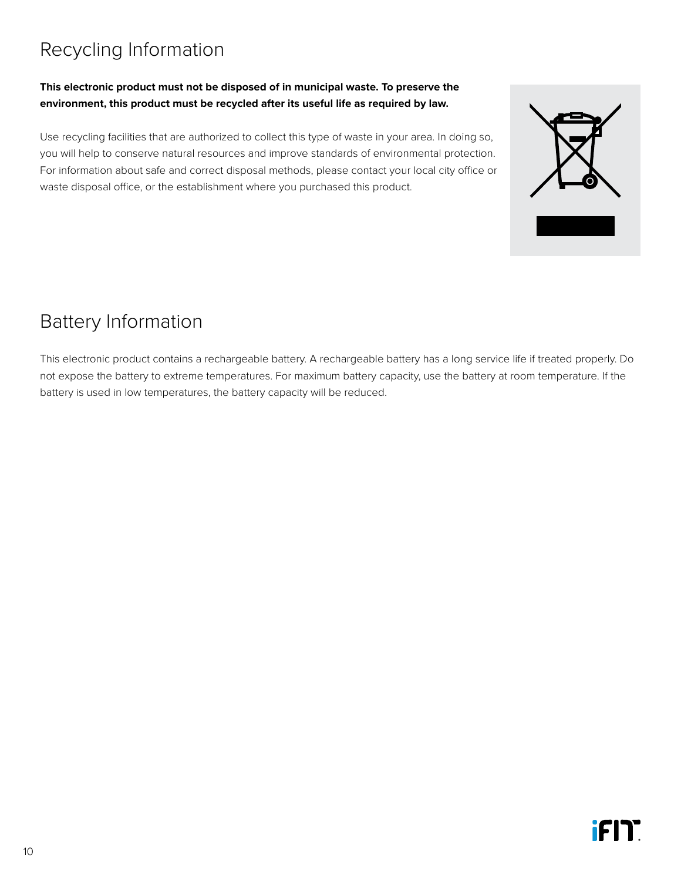## Recycling Information

**This electronic product must not be disposed of in municipal waste. To preserve the environment, this product must be recycled after its useful life as required by law.**

Use recycling facilities that are authorized to collect this type of waste in your area. In doing so, you will help to conserve natural resources and improve standards of environmental protection. For information about safe and correct disposal methods, please contact your local city office or waste disposal office, or the establishment where you purchased this product.

## Battery Information

This electronic product contains a rechargeable battery. A rechargeable battery has a long service life if treated properly. Do not expose the battery to extreme temperatures. For maximum battery capacity, use the battery at room temperature. If the battery is used in low temperatures, the battery capacity will be reduced.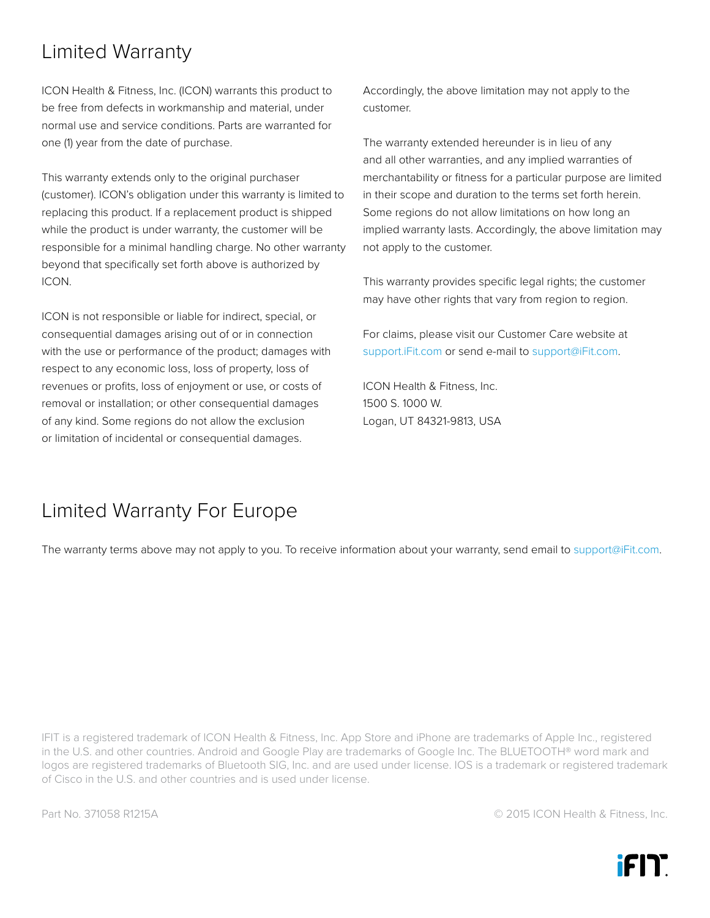## Limited Warranty

ICON Health & Fitness, Inc. (ICON) warrants this product to be free from defects in workmanship and material, under normal use and service conditions. Parts are warranted for one (1) year from the date of purchase.

This warranty extends only to the original purchaser (customer). ICON's obligation under this warranty is limited to replacing this product. If a replacement product is shipped while the product is under warranty, the customer will be responsible for a minimal handling charge. No other warranty beyond that specifically set forth above is authorized by ICON.

ICON is not responsible or liable for indirect, special, or consequential damages arising out of or in connection with the use or performance of the product; damages with respect to any economic loss, loss of property, loss of revenues or profits, loss of enjoyment or use, or costs of removal or installation; or other consequential damages of any kind. Some regions do not allow the exclusion or limitation of incidental or consequential damages. Accordingly, the above limitation may not apply to the customer.

The warranty extended hereunder is in lieu of any and all other warranties, and any implied warranties of merchantability or fitness for a particular purpose are limited in their scope and duration to the terms set forth herein. Some regions do not allow limitations on how long an implied warranty lasts. Accordingly, the above limitation may not apply to the customer.

This warranty provides specific legal rights; the customer may have other rights that vary from region to region.

For claims, please visit our Customer Care website at support.iFit.com or send e-mail to support@iFit.com.

ICON Health & Fitness, Inc.
1500 S. 1000 W.
Logan, UT 84321-9813, USA

## Limited Warranty For Europe

The warranty terms above may not apply to you. To receive information about your warranty, send email to support@iFit.com.

IFIT is a registered trademark of ICON Health & Fitness, Inc. App Store and iPhone are trademarks of Apple Inc., registered in the U.S. and other countries. Android and Google Play are trademarks of Google Inc. The BLUETOOTH® word mark and logos are registered trademarks of Bluetooth SIG, Inc. and are used under license. IOS is a trademark or registered trademark of Cisco in the U.S. and other countries and is used under license.

Part No. 371058 R1215A

© 2015 ICON Health & Fitness, Inc.

iFIT.